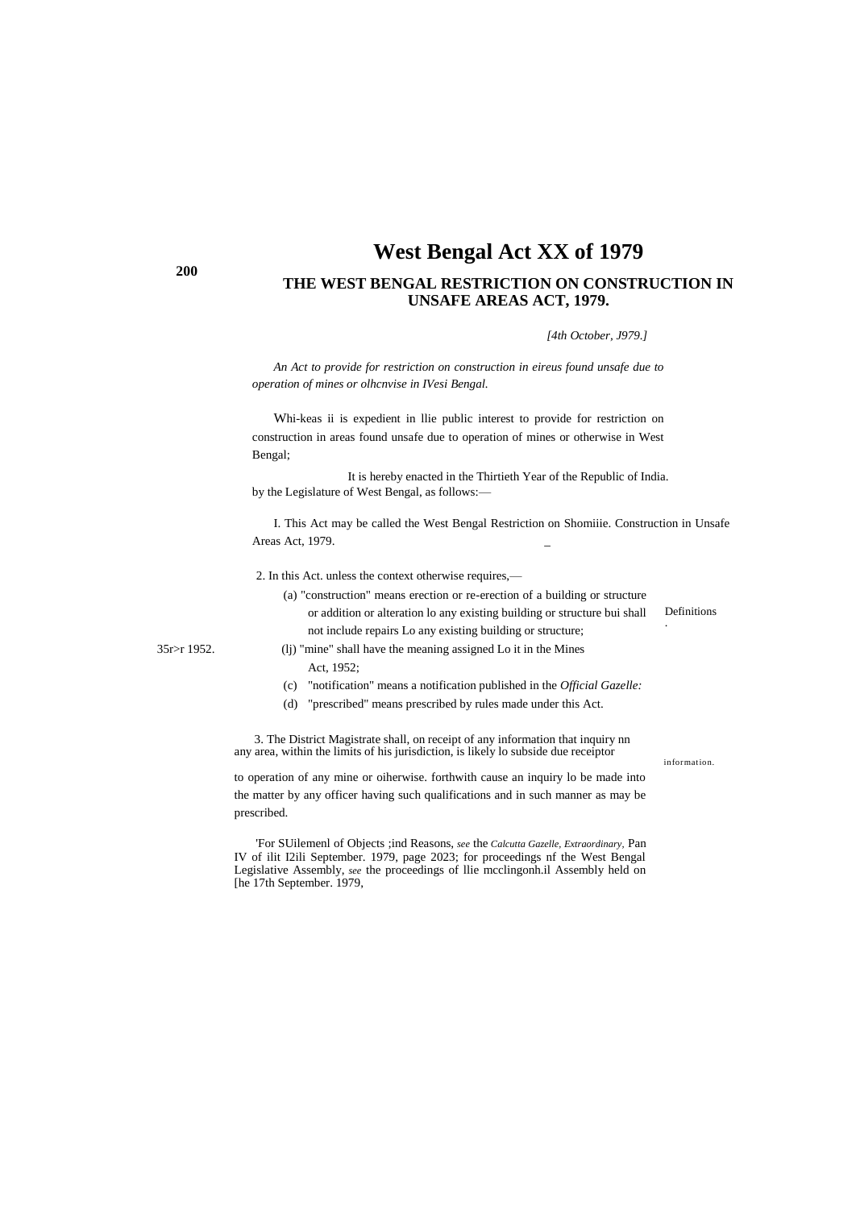# West Bengal Act XX of 1979

## THE WEST BENGAL RESTRICTION ON CONSTRUCTION IN UNSAFE AREAS ACT, 1979.

*[4th October, J979.]*

*An Act to provide for restriction on construction in eireus found unsafe due to operation of mines or olhcnvise in IVesi Bengal.*

Whi-keas ii is expedient in llie public interest to provide for restriction on construction in areas found unsafe due to operation of mines or otherwise in West Bengal;

It is hereby enacted in the Thirtieth Year of the Republic of India. by the Legislature of West Bengal, as follows:—

I. This Act may be called the West Bengal Restriction on Shomiiie. Construction in Unsafe Areas Act, 1979.

Definitions.

2. In this Act. unless the context otherwise requires,—

(a) "construction" means erection or re-erection of a building or structure or addition or alteration lo any existing building or structure bui shall not include repairs Lo any existing building or structure;

35r>r 1952.

(lj) "mine" shall have the meaning assigned Lo it in the Mines Act, 1952;

(c) "notification" means a notification published in the *Official Gazelle:*

(d) "prescribed" means prescribed by rules made under this Act.

information.

3. The District Magistrate shall, on receipt of any information that inquiry nn any area, within the limits of his jurisdiction, is likely lo subside due receiptor to operation of any mine or oiherwise. forthwith cause an inquiry lo be made into the matter by any officer having such qualifications and in such manner as may be prescribed.

'For SUilemenl of Objects ;ind Reasons, *see* the *Calcutta Gazelle, Extraordinary,* Pan IV of ilit I2ili September. 1979, page 2023; for proceedings nf the West Bengal Legislative Assembly, *see* the proceedings of llie mcclingonh.il Assembly held on [he 17th September. 1979,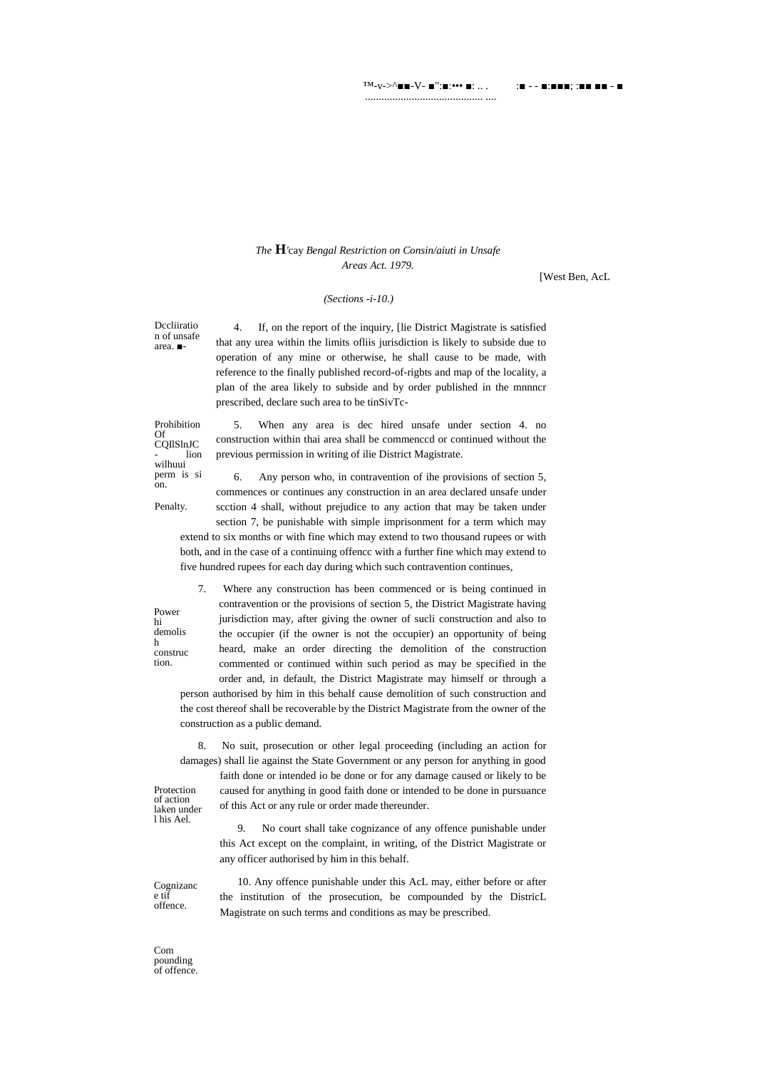*The* **H**'cay *Bengal Restriction on Consin/aiuti in Unsafe Areas Act. 1979.*

[West Ben, AcL

*(Sections -i-10.)*

Dccliiration of unsafe area.

4. If, on the report of the inquiry, [lie District Magistrate is satisfied that any urea within the limits ofliis jurisdiction is likely to subside due to operation of any mine or otherwise, he shall cause to be made, with reference to the finally published record-of-rigbts and map of the locality, a plan of the area likely to subside and by order published in the mnnncr prescribed, declare such area to be tinSivTc-

Prohibition Of CQIlSlnJC-lion wilhuui perm is si on.

5. When any area is dec hired unsafe under section 4. no construction within thai area shall be commenccd or continued without the previous permission in writing of ilie District Magistrate.

Penalty.

6. Any person who, in contravention of ihe provisions of section 5, commences or continues any construction in an area declared unsafe under scction 4 shall, without prejudice to any action that may be taken under section 7, be punishable with simple imprisonment for a term which may extend to six months or with fine which may extend to two thousand rupees or with both, and in the case of a continuing offencc with a further fine which may extend to five hundred rupees for each day during which such contravention continues,

Power hi demolish construction.

7. Where any construction has been commenced or is being continued in contravention or the provisions of section 5, the District Magistrate having jurisdiction may, after giving the owner of sucli construction and also to the occupier (if the owner is not the occupier) an opportunity of being heard, make an order directing the demolition of the construction commented or continued within such period as may be specified in the order and, in default, the District Magistrate may himself or through a person authorised by him in this behalf cause demolition of such construction and the cost thereof shall be recoverable by the District Magistrate from the owner of the construction as a public demand.

Protection of action laken under l his Ael.

8. No suit, prosecution or other legal proceeding (including an action for damages) shall lie against the State Government or any person for anything in good faith done or intended io be done or for any damage caused or likely to be caused for anything in good faith done or intended to be done in pursuance of this Act or any rule or order made thereunder.

Cognizance tif offence.

9. No court shall take cognizance of any offence punishable under this Act except on the complaint, in writing, of the District Magistrate or any officer authorised by him in this behalf.

Compounding of offence.

10. Any offence punishable under this AcL may, either before or after the institution of the prosecution, be compounded by the DistricL Magistrate on such terms and conditions as may be prescribed.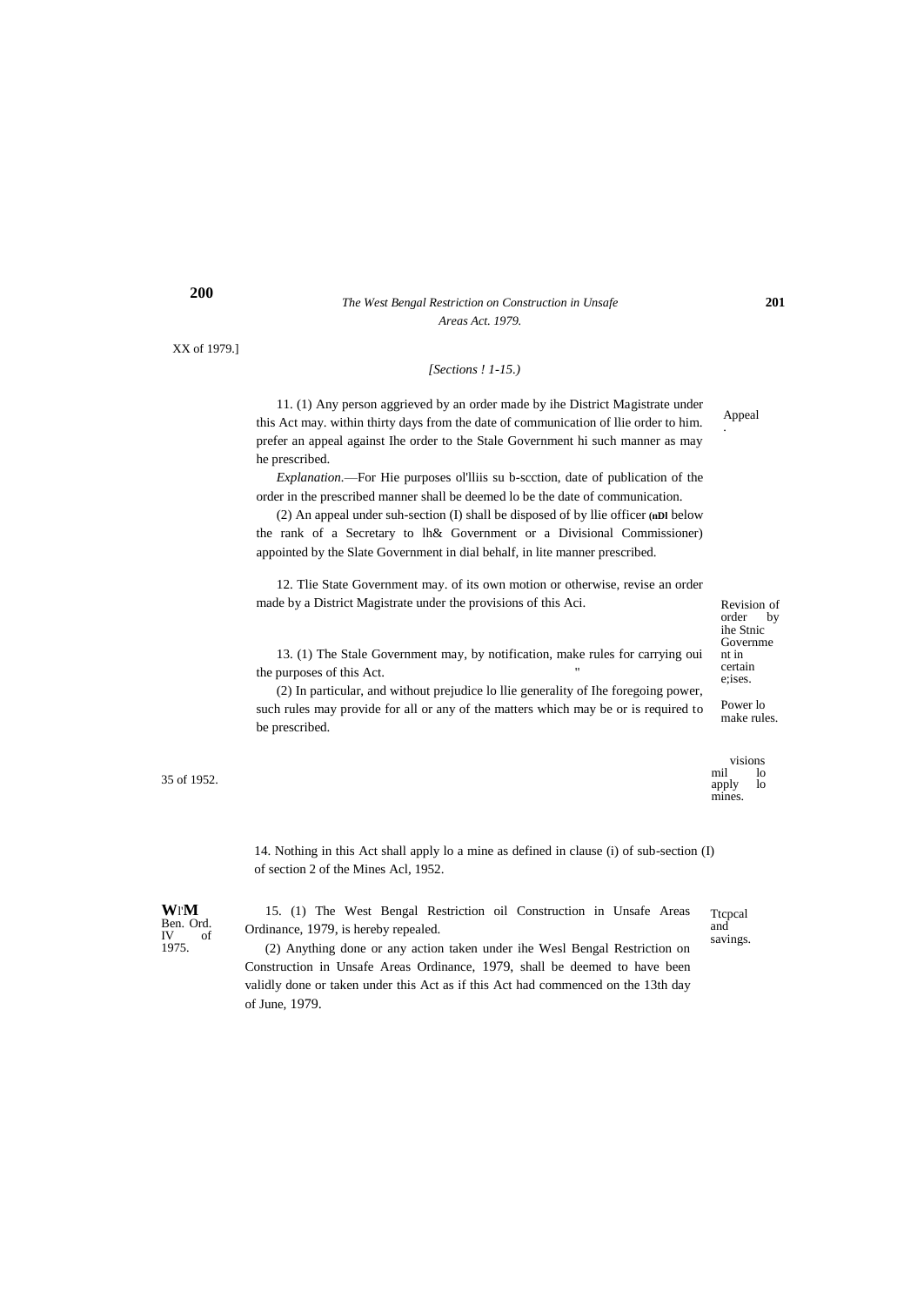XX of 1979.]

*[Sections ! 1-15.)*

Appeal.

11. (1) Any person aggrieved by an order made by ihe District Magistrate under this Act may. within thirty days from the date of communication of llie order to him. prefer an appeal against Ihe order to the Stale Government hi such manner as may he prescribed.

*Explanation.*—For Hie purposes ol'lliis su b-scction, date of publication of the order in the prescribed manner shall be deemed lo be the date of communication.

(2) An appeal under suh-section (I) shall be disposed of by llie officer (nDl below the rank of a Secretary to lh& Government or a Divisional Commissioner) appointed by the Slate Government in dial behalf, in lite manner prescribed.

Revision of order by ihe Stnic Government in certain e;ises.

12. Tlie State Government may. of its own motion or otherwise, revise an order made by a District Magistrate under the provisions of this Aci.

Power lo make rules.

13. (1) The Stale Government may, by notification, make rules for carrying oui the purposes of this Act. "

(2) In particular, and without prejudice lo llie generality of Ihe foregoing power, such rules may provide for all or any of the matters which may be or is required to be prescribed.

visions mil lo apply lo mines.

35 of 1952.

14. Nothing in this Act shall apply lo a mine as defined in clause (i) of sub-section (I) of section 2 of the Mines Acl, 1952.

Ttcpcal and savings.

**W**I'**M** Ben. Ord. IV of 1975.

15. (1) The West Bengal Restriction oil Construction in Unsafe Areas Ordinance, 1979, is hereby repealed.

(2) Anything done or any action taken under ihe Wesl Bengal Restriction on Construction in Unsafe Areas Ordinance, 1979, shall be deemed to have been validly done or taken under this Act as if this Act had commenced on the 13th day of June, 1979.